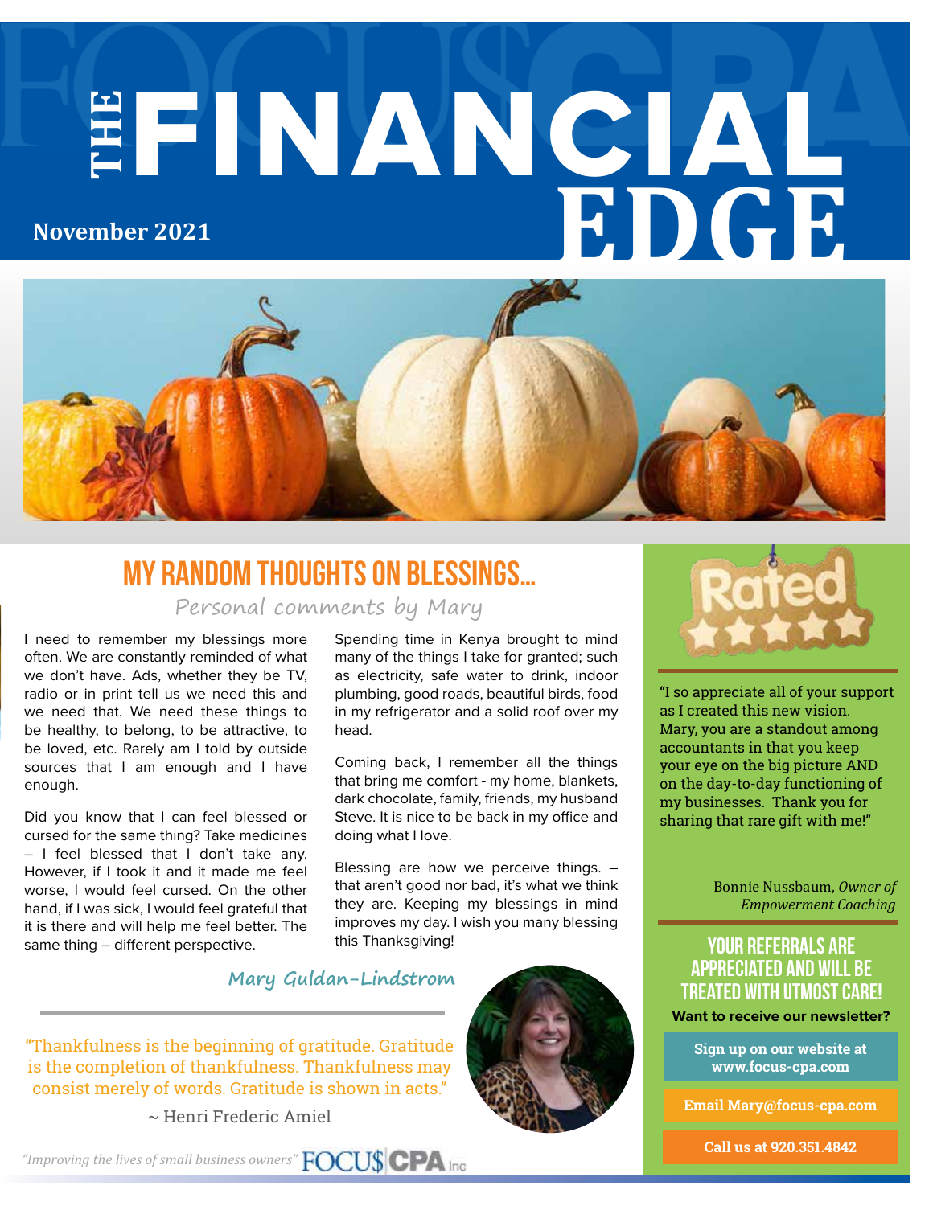# THE FINANCIAL EDGE

**November 2021**

## MY RANDOM THOUGHTS ON BLESSINGS...

*Personal comments by Mary*

I need to remember my blessings more often. We are constantly reminded of what we don't have. Ads, whether they be TV, radio or in print tell us we need this and we need that. We need these things to be healthy, to belong, to be attractive, to be loved, etc. Rarely am I told by outside sources that I am enough and I have enough.

Did you know that I can feel blessed or cursed for the same thing? Take medicines – I feel blessed that I don't take any. However, if I took it and it made me feel worse, I would feel cursed. On the other hand, if I was sick, I would feel grateful that it is there and will help me feel better. The same thing – different perspective.

Spending time in Kenya brought to mind many of the things I take for granted; such as electricity, safe water to drink, indoor plumbing, good roads, beautiful birds, food in my refrigerator and a solid roof over my head.

Coming back, I remember all the things that bring me comfort - my home, blankets, dark chocolate, family, friends, my husband Steve. It is nice to be back in my office and doing what I love.

Blessing are how we perceive things. – that aren't good nor bad, it's what we think they are. Keeping my blessings in mind improves my day. I wish you many blessing this Thanksgiving!

**Mary Guldan-Lindstrom**

"Thankfulness is the beginning of gratitude. Gratitude is the completion of thankfulness. Thankfulness may consist merely of words. Gratitude is shown in acts."

~ Henri Frederic Amiel

---

**Rated ★★★★★**

"I so appreciate all of your support as I created this new vision. Mary, you are a standout among accountants in that you keep your eye on the big picture AND on the day-to-day functioning of my businesses. Thank you for sharing that rare gift with me!"

Bonnie Nussbaum, *Owner of Empowerment Coaching*

### YOUR REFERRALS ARE APPRECIATED AND WILL BE TREATED WITH UTMOST CARE!

**Want to receive our newsletter?**

**Sign up on our website at www.focus-cpa.com**

**Email Mary@focus-cpa.com**

**Call us at 920.351.4842**

*"Improving the lives of small business owners"* FOCU$ CPA Inc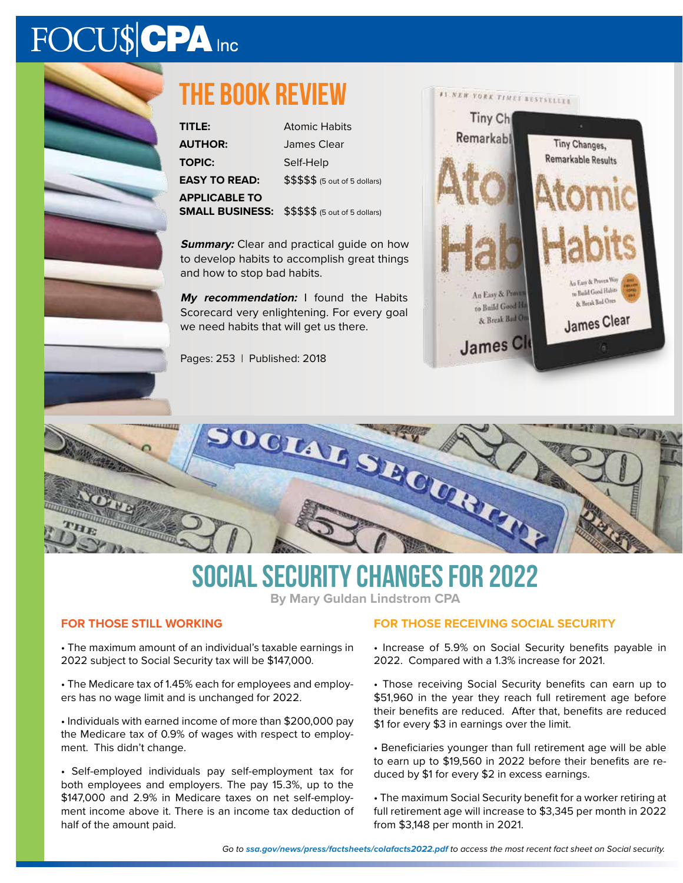FOCU$|CPA Inc

# THE BOOK REVIEW

| | |
|---|---|
| **TITLE:** | Atomic Habits |
| **AUTHOR:** | James Clear |
| **TOPIC:** | Self-Help |
| **EASY TO READ:** | $$$$$ (5 out of 5 dollars) |
| **APPLICABLE TO SMALL BUSINESS:** | $$$$$ (5 out of 5 dollars) |

***Summary:*** Clear and practical guide on how to develop habits to accomplish great things and how to stop bad habits.

***My recommendation:*** I found the Habits Scorecard very enlightening. For every goal we need habits that will get us there.

Pages: 253 | Published: 2018

# SOCIAL SECURITY CHANGES FOR 2022

**By Mary Guldan Lindstrom CPA**

### FOR THOSE STILL WORKING

- The maximum amount of an individual's taxable earnings in 2022 subject to Social Security tax will be $147,000.
- The Medicare tax of 1.45% each for employees and employers has no wage limit and is unchanged for 2022.
- Individuals with earned income of more than $200,000 pay the Medicare tax of 0.9% of wages with respect to employment. This didn't change.
- Self-employed individuals pay self-employment tax for both employees and employers. The pay 15.3%, up to the $147,000 and 2.9% in Medicare taxes on net self-employment income above it. There is an income tax deduction of half of the amount paid.

### FOR THOSE RECEIVING SOCIAL SECURITY

- Increase of 5.9% on Social Security benefits payable in 2022. Compared with a 1.3% increase for 2021.
- Those receiving Social Security benefits can earn up to $51,960 in the year they reach full retirement age before their benefits are reduced. After that, benefits are reduced $1 for every $3 in earnings over the limit.
- Beneficiaries younger than full retirement age will be able to earn up to $19,560 in 2022 before their benefits are reduced by $1 for every $2 in excess earnings.
- The maximum Social Security benefit for a worker retiring at full retirement age will increase to $3,345 per month in 2022 from $3,148 per month in 2021.

*Go to **ssa.gov/news/press/factsheets/colafacts2022.pdf** to access the most recent fact sheet on Social security.*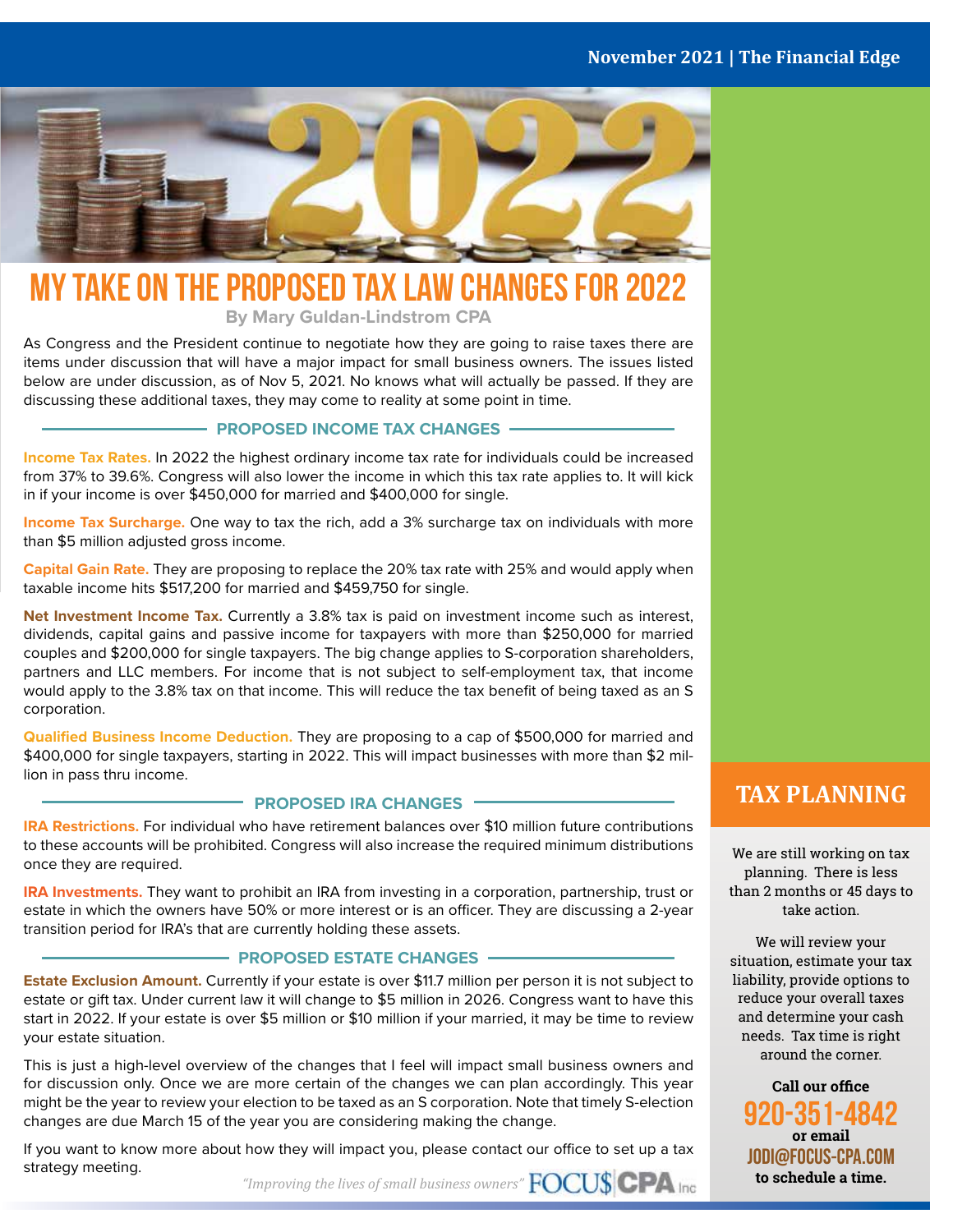# MY TAKE ON THE PROPOSED TAX LAW CHANGES FOR 2022

**By Mary Guldan-Lindstrom CPA**

As Congress and the President continue to negotiate how they are going to raise taxes there are items under discussion that will have a major impact for small business owners. The issues listed below are under discussion, as of Nov 5, 2021. No knows what will actually be passed. If they are discussing these additional taxes, they may come to reality at some point in time.

## PROPOSED INCOME TAX CHANGES

**Income Tax Rates.** In 2022 the highest ordinary income tax rate for individuals could be increased from 37% to 39.6%. Congress will also lower the income in which this tax rate applies to. It will kick in if your income is over $450,000 for married and $400,000 for single.

**Income Tax Surcharge.** One way to tax the rich, add a 3% surcharge tax on individuals with more than $5 million adjusted gross income.

**Capital Gain Rate.** They are proposing to replace the 20% tax rate with 25% and would apply when taxable income hits $517,200 for married and $459,750 for single.

**Net Investment Income Tax.** Currently a 3.8% tax is paid on investment income such as interest, dividends, capital gains and passive income for taxpayers with more than $250,000 for married couples and $200,000 for single taxpayers. The big change applies to S-corporation shareholders, partners and LLC members. For income that is not subject to self-employment tax, that income would apply to the 3.8% tax on that income. This will reduce the tax benefit of being taxed as an S corporation.

**Qualified Business Income Deduction.** They are proposing to a cap of $500,000 for married and $400,000 for single taxpayers, starting in 2022. This will impact businesses with more than $2 million in pass thru income.

## PROPOSED IRA CHANGES

**IRA Restrictions.** For individual who have retirement balances over $10 million future contributions to these accounts will be prohibited. Congress will also increase the required minimum distributions once they are required.

**IRA Investments.** They want to prohibit an IRA from investing in a corporation, partnership, trust or estate in which the owners have 50% or more interest or is an officer. They are discussing a 2-year transition period for IRA's that are currently holding these assets.

## PROPOSED ESTATE CHANGES

**Estate Exclusion Amount.** Currently if your estate is over $11.7 million per person it is not subject to estate or gift tax. Under current law it will change to $5 million in 2026. Congress want to have this start in 2022. If your estate is over $5 million or $10 million if your married, it may be time to review your estate situation.

This is just a high-level overview of the changes that I feel will impact small business owners and for discussion only. Once we are more certain of the changes we can plan accordingly. This year might be the year to review your election to be taxed as an S corporation. Note that timely S-election changes are due March 15 of the year you are considering making the change.

If you want to know more about how they will impact you, please contact our office to set up a tax strategy meeting.

*"Improving the lives of small business owners"* FOCU$ CPA Inc

## TAX PLANNING

We are still working on tax planning. There is less than 2 months or 45 days to take action.

We will review your situation, estimate your tax liability, provide options to reduce your overall taxes and determine your cash needs. Tax time is right around the corner.

**Call our office**

**920-351-4842**

**or email**

**JODI@FOCUS-CPA.COM**

**to schedule a time.**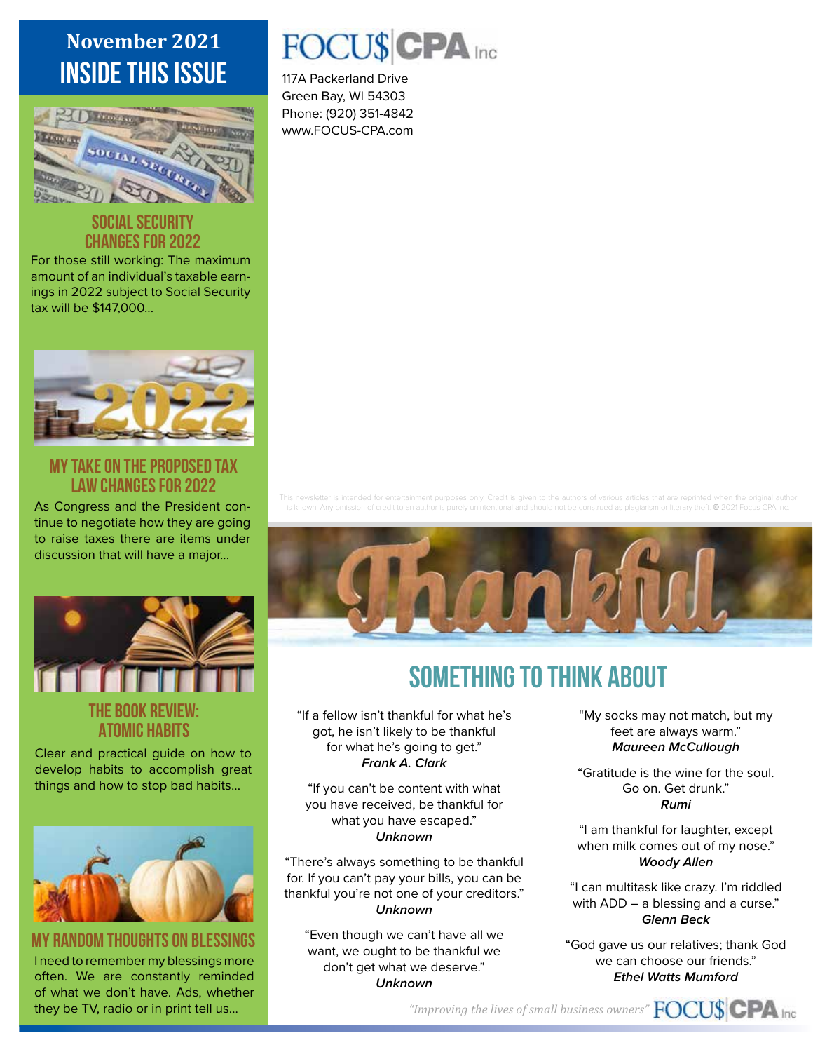## November 2021
# INSIDE THIS ISSUE

### SOCIAL SECURITY CHANGES FOR 2022

For those still working: The maximum amount of an individual's taxable earnings in 2022 subject to Social Security tax will be $147,000...

### MY TAKE ON THE PROPOSED TAX LAW CHANGES FOR 2022

As Congress and the President continue to negotiate how they are going to raise taxes there are items under discussion that will have a major...

### THE BOOK REVIEW: ATOMIC HABITS

Clear and practical guide on how to develop habits to accomplish great things and how to stop bad habits...

### MY RANDOM THOUGHTS ON BLESSINGS

I need to remember my blessings more often. We are constantly reminded of what we don't have. Ads, whether they be TV, radio or in print tell us...

FOCU$|CPA Inc

117A Packerland Drive
Green Bay, WI 54303
Phone: (920) 351-4842
www.FOCUS-CPA.com

This newsletter is intended for entertainment purposes only. Credit is given to the authors of various articles that are reprinted when the original author is known. Any omission of credit to an author is purely unintentional and should not be construed as plagiarism or literary theft. © 2021 Focus CPA Inc.

## SOMETHING TO THINK ABOUT

"If a fellow isn't thankful for what he's got, he isn't likely to be thankful for what he's going to get."
***Frank A. Clark***

"If you can't be content with what you have received, be thankful for what you have escaped."
***Unknown***

"There's always something to be thankful for. If you can't pay your bills, you can be thankful you're not one of your creditors."
***Unknown***

"Even though we can't have all we want, we ought to be thankful we don't get what we deserve."
***Unknown***

"My socks may not match, but my feet are always warm."
***Maureen McCullough***

"Gratitude is the wine for the soul. Go on. Get drunk."
***Rumi***

"I am thankful for laughter, except when milk comes out of my nose."
***Woody Allen***

"I can multitask like crazy. I'm riddled with ADD – a blessing and a curse."
***Glenn Beck***

"God gave us our relatives; thank God we can choose our friends."
***Ethel Watts Mumford***

*"Improving the lives of small business owners"* FOCU$|CPA Inc